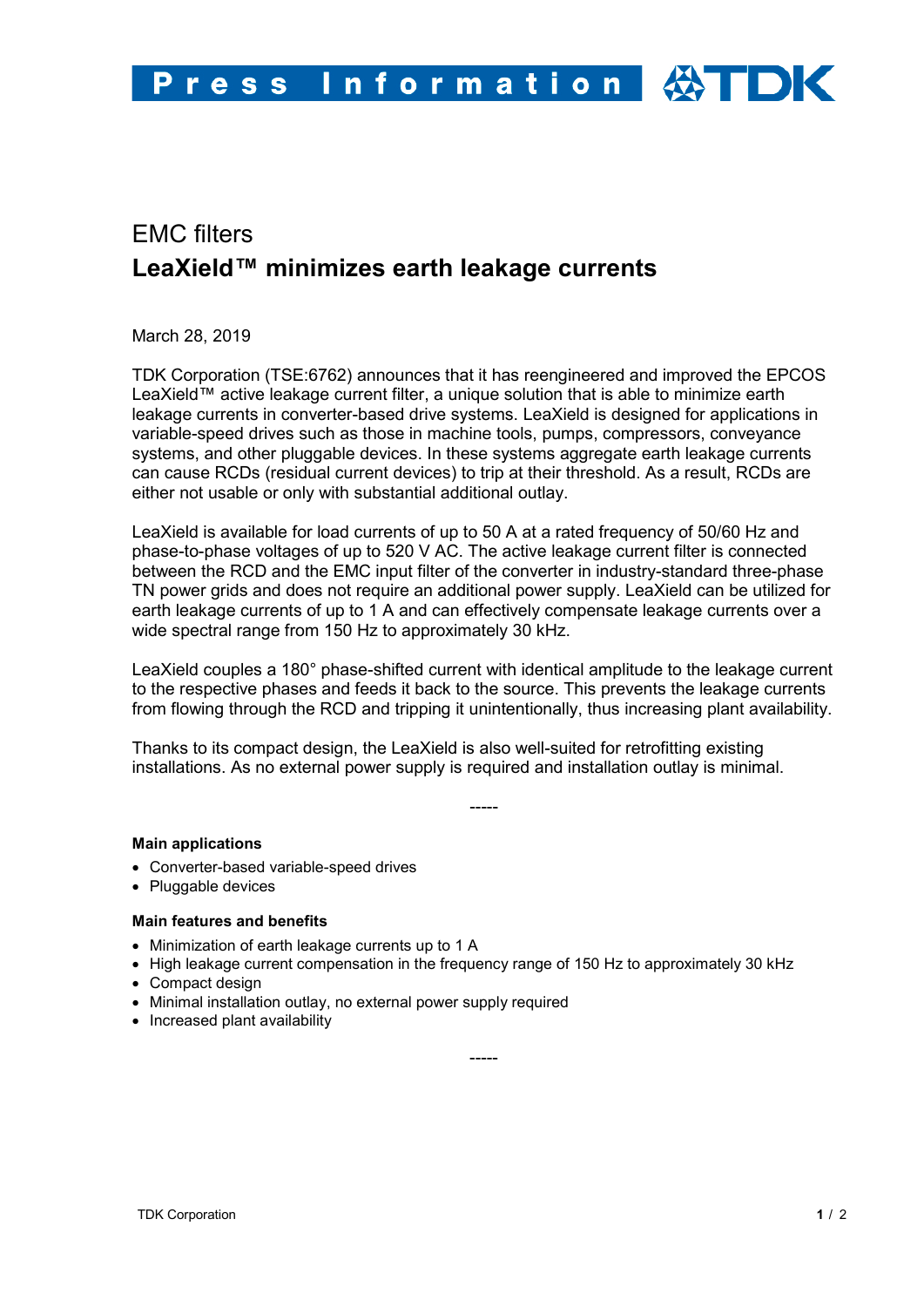# EMC filters

## LeaXield™ minimizes earth leakage currents

March 28, 2019

TDK Corporation (TSE:6762) announces that it has reengineered and improved the EPCOS LeaXield™ active leakage current filter, a unique solution that is able to minimize earth leakage currents in converter-based drive systems. LeaXield is designed for applications in variable-speed drives such as those in machine tools, pumps, compressors, conveyance systems, and other pluggable devices. In these systems aggregate earth leakage currents can cause RCDs (residual current devices) to trip at their threshold. As a result, RCDs are either not usable or only with substantial additional outlay.

LeaXield is available for load currents of up to 50 A at a rated frequency of 50/60 Hz and phase-to-phase voltages of up to 520 V AC. The active leakage current filter is connected between the RCD and the EMC input filter of the converter in industry-standard three-phase TN power grids and does not require an additional power supply. LeaXield can be utilized for earth leakage currents of up to 1 A and can effectively compensate leakage currents over a wide spectral range from 150 Hz to approximately 30 kHz.

LeaXield couples a 180° phase-shifted current with identical amplitude to the leakage current to the respective phases and feeds it back to the source. This prevents the leakage currents from flowing through the RCD and tripping it unintentionally, thus increasing plant availability.

Thanks to its compact design, the LeaXield is also well-suited for retrofitting existing installations. As no external power supply is required and installation outlay is minimal.

-----

**Main applications**

- Converter-based variable-speed drives
- Pluggable devices

**Main features and benefits**

- Minimization of earth leakage currents up to 1 A
- High leakage current compensation in the frequency range of 150 Hz to approximately 30 kHz
- Compact design
- Minimal installation outlay, no external power supply required
- Increased plant availability

-----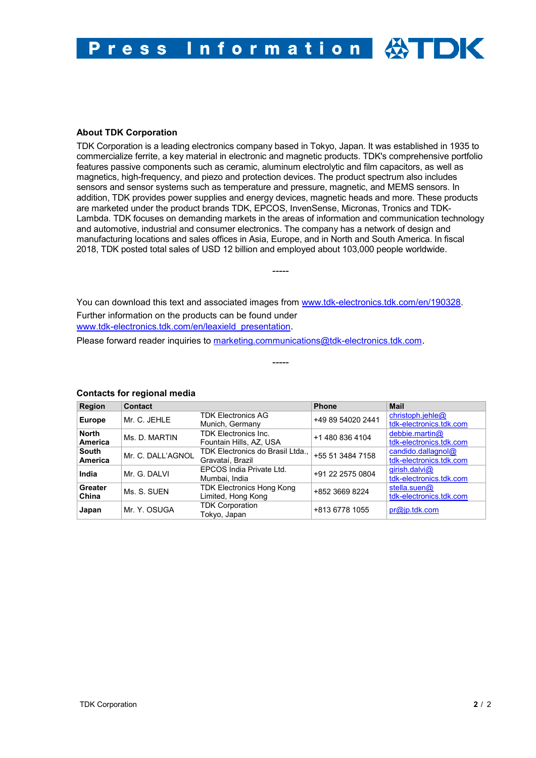### About TDK Corporation

TDK Corporation is a leading electronics company based in Tokyo, Japan. It was established in 1935 to commercialize ferrite, a key material in electronic and magnetic products. TDK's comprehensive portfolio features passive components such as ceramic, aluminum electrolytic and film capacitors, as well as magnetics, high-frequency, and piezo and protection devices. The product spectrum also includes sensors and sensor systems such as temperature and pressure, magnetic, and MEMS sensors. In addition, TDK provides power supplies and energy devices, magnetic heads and more. These products are marketed under the product brands TDK, EPCOS, InvenSense, Micronas, Tronics and TDK-Lambda. TDK focuses on demanding markets in the areas of information and communication technology and automotive, industrial and consumer electronics. The company has a network of design and manufacturing locations and sales offices in Asia, Europe, and in North and South America. In fiscal 2018, TDK posted total sales of USD 12 billion and employed about 103,000 people worldwide.

-----

You can download this text and associated images from www.tdk-electronics.tdk.com/en/190328.

Further information on the products can be found under www.tdk-electronics.tdk.com/en/leaxield_presentation.

Please forward reader inquiries to marketing.communications@tdk-electronics.tdk.com.

-----

### Contacts for regional media

| Region | Contact | | Phone | Mail |
|---|---|---|---|---|
| **Europe** | Mr. C. JEHLE | TDK Electronics AG Munich, Germany | +49 89 54020 2441 | christoph.jehle@ tdk-electronics.tdk.com |
| **North America** | Ms. D. MARTIN | TDK Electronics Inc. Fountain Hills, AZ, USA | +1 480 836 4104 | debbie.martin@ tdk-electronics.tdk.com |
| **South America** | Mr. C. DALL'AGNOL | TDK Electronics do Brasil Ltda., Gravataí, Brazil | +55 51 3484 7158 | candido.dallagnol@ tdk-electronics.tdk.com |
| **India** | Mr. G. DALVI | EPCOS India Private Ltd. Mumbai, India | +91 22 2575 0804 | girish.dalvi@ tdk-electronics.tdk.com |
| **Greater China** | Ms. S. SUEN | TDK Electronics Hong Kong Limited, Hong Kong | +852 3669 8224 | stella.suen@ tdk-electronics.tdk.com |
| **Japan** | Mr. Y. OSUGA | TDK Corporation Tokyo, Japan | +813 6778 1055 | pr@jp.tdk.com |